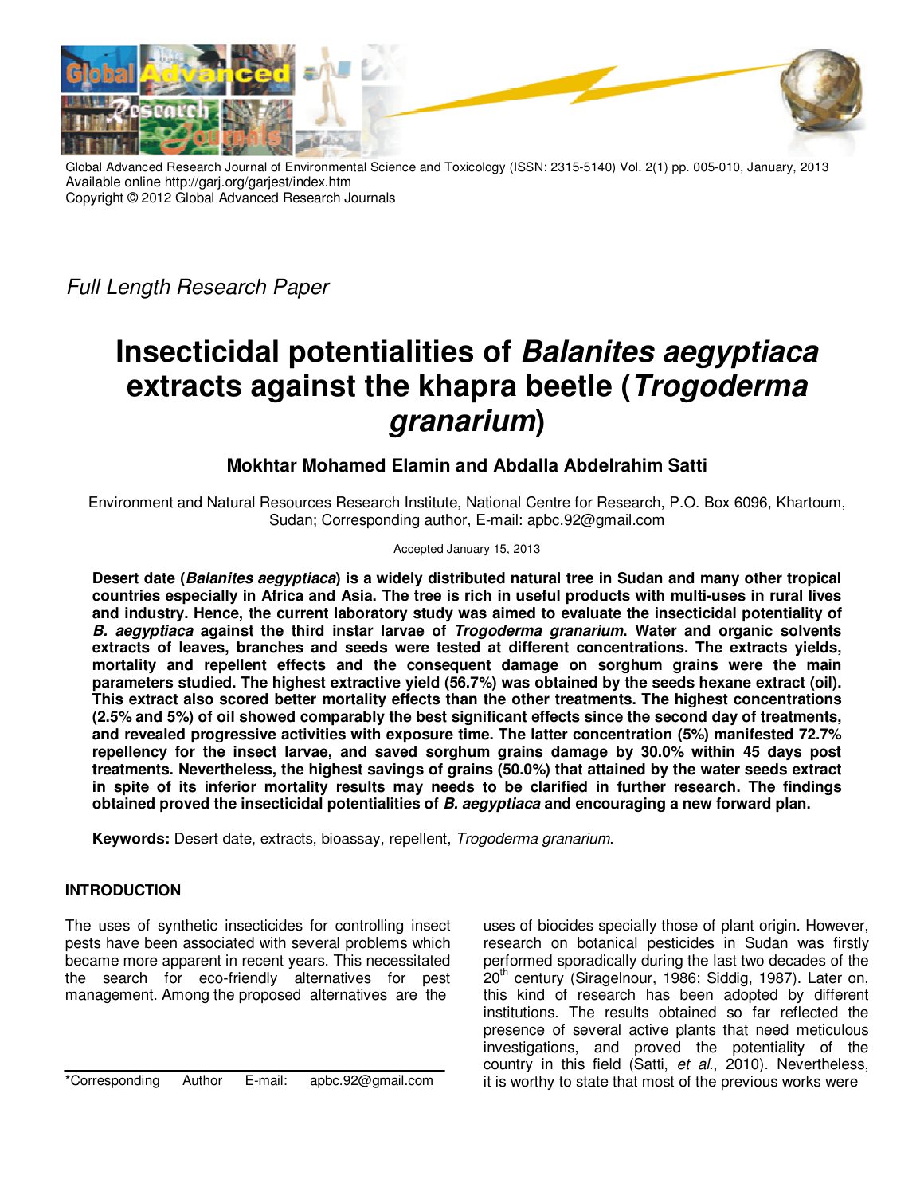Global Advanced Research Journal of Environmental Science and Toxicology (ISSN: 2315-5140) Vol. 2(1) pp. 005-010, January, 2013
Available online http://garj.org/garjest/index.htm
Copyright © 2012 Global Advanced Research Journals

*Full Length Research Paper*

# Insecticidal potentialities of *Balanites aegyptiaca* extracts against the khapra beetle (*Trogoderma granarium*)

**Mokhtar Mohamed Elamin and Abdalla Abdelrahim Satti**

Environment and Natural Resources Research Institute, National Centre for Research, P.O. Box 6096, Khartoum, Sudan; Corresponding author, E-mail: apbc.92@gmail.com

Accepted January 15, 2013

**Desert date (*Balanites aegyptiaca*) is a widely distributed natural tree in Sudan and many other tropical countries especially in Africa and Asia. The tree is rich in useful products with multi-uses in rural lives and industry. Hence, the current laboratory study was aimed to evaluate the insecticidal potentiality of *B. aegyptiaca* against the third instar larvae of *Trogoderma granarium*. Water and organic solvents extracts of leaves, branches and seeds were tested at different concentrations. The extracts yields, mortality and repellent effects and the consequent damage on sorghum grains were the main parameters studied. The highest extractive yield (56.7%) was obtained by the seeds hexane extract (oil). This extract also scored better mortality effects than the other treatments. The highest concentrations (2.5% and 5%) of oil showed comparably the best significant effects since the second day of treatments, and revealed progressive activities with exposure time. The latter concentration (5%) manifested 72.7% repellency for the insect larvae, and saved sorghum grains damage by 30.0% within 45 days post treatments. Nevertheless, the highest savings of grains (50.0%) that attained by the water seeds extract in spite of its inferior mortality results may needs to be clarified in further research. The findings obtained proved the insecticidal potentialities of *B. aegyptiaca* and encouraging a new forward plan.**

**Keywords:** Desert date, extracts, bioassay, repellent, *Trogoderma granarium*.

## INTRODUCTION

The uses of synthetic insecticides for controlling insect pests have been associated with several problems which became more apparent in recent years. This necessitated the search for eco-friendly alternatives for pest management. Among the proposed alternatives are the uses of biocides specially those of plant origin. However, research on botanical pesticides in Sudan was firstly performed sporadically during the last two decades of the 20th century (Siragelnour, 1986; Siddig, 1987). Later on, this kind of research has been adopted by different institutions. The results obtained so far reflected the presence of several active plants that need meticulous investigations, and proved the potentiality of the country in this field (Satti, *et al*., 2010). Nevertheless, it is worthy to state that most of the previous works were

*Corresponding Author E-mail: apbc.92@gmail.com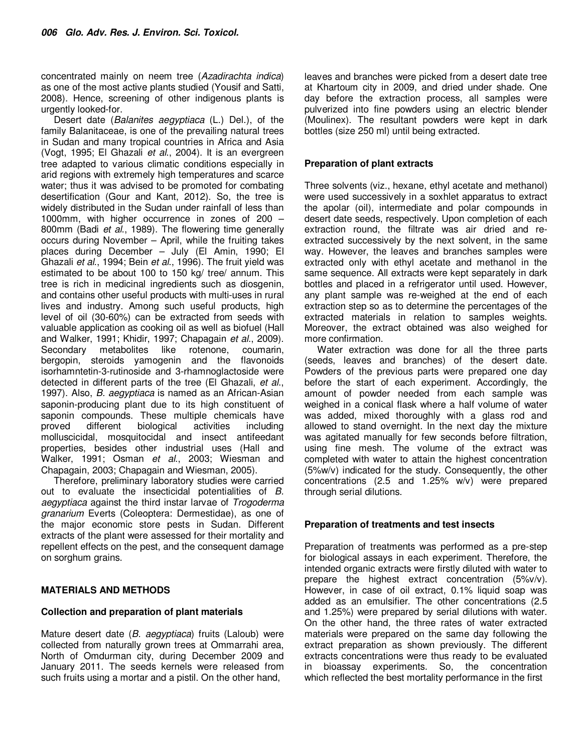concentrated mainly on neem tree (*Azadirachta indica*) as one of the most active plants studied (Yousif and Satti, 2008). Hence, screening of other indigenous plants is urgently looked-for.

Desert date (*Balanites aegyptiaca* (L.) Del.), of the family Balanitaceae, is one of the prevailing natural trees in Sudan and many tropical countries in Africa and Asia (Vogt, 1995; El Ghazali *et al*., 2004). It is an evergreen tree adapted to various climatic conditions especially in arid regions with extremely high temperatures and scarce water; thus it was advised to be promoted for combating desertification (Gour and Kant, 2012). So, the tree is widely distributed in the Sudan under rainfall of less than 1000mm, with higher occurrence in zones of 200 – 800mm (Badi *et al*., 1989). The flowering time generally occurs during November – April, while the fruiting takes places during December – July (El Amin, 1990; El Ghazali *et al*., 1994; Bein *et al*., 1996). The fruit yield was estimated to be about 100 to 150 kg/ tree/ annum. This tree is rich in medicinal ingredients such as diosgenin, and contains other useful products with multi-uses in rural lives and industry. Among such useful products, high level of oil (30-60%) can be extracted from seeds with valuable application as cooking oil as well as biofuel (Hall and Walker, 1991; Khidir, 1997; Chapagain *et al*., 2009). Secondary metabolites like rotenone, coumarin, bergopin, steroids yamogenin and the flavonoids isorhamntetin-3-rutinoside and 3-rhamnoglactoside were detected in different parts of the tree (El Ghazali, *et al*., 1997). Also, *B. aegyptiaca* is named as an African-Asian saponin-producing plant due to its high constituent of saponin compounds. These multiple chemicals have proved different biological activities including molluscicidal, mosquitocidal and insect antifeedant properties, besides other industrial uses (Hall and Walker, 1991; Osman *et al*., 2003; Wiesman and Chapagain, 2003; Chapagain and Wiesman, 2005).

Therefore, preliminary laboratory studies were carried out to evaluate the insecticidal potentialities of *B. aegyptiaca* against the third instar larvae of *Trogoderma granarium* Everts (Coleoptera: Dermestidae), as one of the major economic store pests in Sudan. Different extracts of the plant were assessed for their mortality and repellent effects on the pest, and the consequent damage on sorghum grains.

## MATERIALS AND METHODS

### Collection and preparation of plant materials

Mature desert date (*B. aegyptiaca*) fruits (Laloub) were collected from naturally grown trees at Ommarrahi area, North of Omdurman city, during December 2009 and January 2011. The seeds kernels were released from such fruits using a mortar and a pistil. On the other hand, leaves and branches were picked from a desert date tree at Khartoum city in 2009, and dried under shade. One day before the extraction process, all samples were pulverized into fine powders using an electric blender (Moulinex). The resultant powders were kept in dark bottles (size 250 ml) until being extracted.

### Preparation of plant extracts

Three solvents (viz., hexane, ethyl acetate and methanol) were used successively in a soxhlet apparatus to extract the apolar (oil), intermediate and polar compounds in desert date seeds, respectively. Upon completion of each extraction round, the filtrate was air dried and re-extracted successively by the next solvent, in the same way. However, the leaves and branches samples were extracted only with ethyl acetate and methanol in the same sequence. All extracts were kept separately in dark bottles and placed in a refrigerator until used. However, any plant sample was re-weighed at the end of each extraction step so as to determine the percentages of the extracted materials in relation to samples weights. Moreover, the extract obtained was also weighed for more confirmation.

Water extraction was done for all the three parts (seeds, leaves and branches) of the desert date. Powders of the previous parts were prepared one day before the start of each experiment. Accordingly, the amount of powder needed from each sample was weighed in a conical flask where a half volume of water was added, mixed thoroughly with a glass rod and allowed to stand overnight. In the next day the mixture was agitated manually for few seconds before filtration, using fine mesh. The volume of the extract was completed with water to attain the highest concentration (5%w/v) indicated for the study. Consequently, the other concentrations (2.5 and 1.25% w/v) were prepared through serial dilutions.

### Preparation of treatments and test insects

Preparation of treatments was performed as a pre-step for biological assays in each experiment. Therefore, the intended organic extracts were firstly diluted with water to prepare the highest extract concentration (5%v/v). However, in case of oil extract, 0.1% liquid soap was added as an emulsifier. The other concentrations (2.5 and 1.25%) were prepared by serial dilutions with water. On the other hand, the three rates of water extracted materials were prepared on the same day following the extract preparation as shown previously. The different extracts concentrations were thus ready to be evaluated in bioassay experiments. So, the concentration which reflected the best mortality performance in the first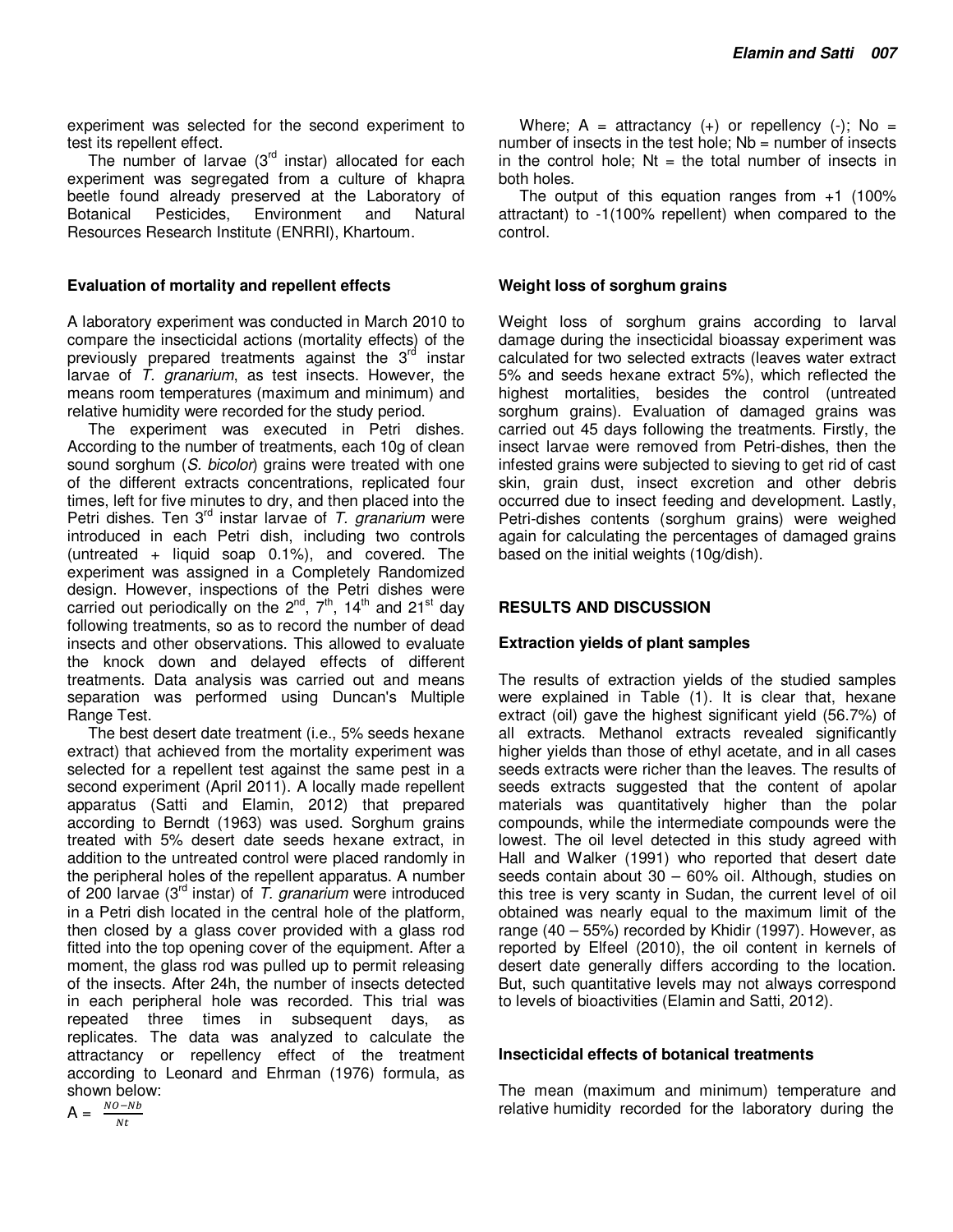experiment was selected for the second experiment to test its repellent effect.

The number of larvae (3rd instar) allocated for each experiment was segregated from a culture of khapra beetle found already preserved at the Laboratory of Botanical Pesticides, Environment and Natural Resources Research Institute (ENRRI), Khartoum.

### Evaluation of mortality and repellent effects

A laboratory experiment was conducted in March 2010 to compare the insecticidal actions (mortality effects) of the previously prepared treatments against the 3rd instar larvae of *T. granarium*, as test insects. However, the means room temperatures (maximum and minimum) and relative humidity were recorded for the study period.

The experiment was executed in Petri dishes. According to the number of treatments, each 10g of clean sound sorghum (*S. bicolor*) grains were treated with one of the different extracts concentrations, replicated four times, left for five minutes to dry, and then placed into the Petri dishes. Ten 3rd instar larvae of *T. granarium* were introduced in each Petri dish, including two controls (untreated + liquid soap 0.1%), and covered. The experiment was assigned in a Completely Randomized design. However, inspections of the Petri dishes were carried out periodically on the 2nd, 7th, 14th and 21st day following treatments, so as to record the number of dead insects and other observations. This allowed to evaluate the knock down and delayed effects of different treatments. Data analysis was carried out and means separation was performed using Duncan's Multiple Range Test.

The best desert date treatment (i.e., 5% seeds hexane extract) that achieved from the mortality experiment was selected for a repellent test against the same pest in a second experiment (April 2011). A locally made repellent apparatus (Satti and Elamin, 2012) that prepared according to Berndt (1963) was used. Sorghum grains treated with 5% desert date seeds hexane extract, in addition to the untreated control were placed randomly in the peripheral holes of the repellent apparatus. A number of 200 larvae (3rd instar) of *T. granarium* were introduced in a Petri dish located in the central hole of the platform, then closed by a glass cover provided with a glass rod fitted into the top opening cover of the equipment. After a moment, the glass rod was pulled up to permit releasing of the insects. After 24h, the number of insects detected in each peripheral hole was recorded. This trial was repeated three times in subsequent days, as replicates. The data was analyzed to calculate the attractancy or repellency effect of the treatment according to Leonard and Ehrman (1976) formula, as shown below:

$$A = \frac{NO - Nb}{Nt}$$

Where; A = attractancy (+) or repellency (-); No = number of insects in the test hole; Nb = number of insects in the control hole; Nt = the total number of insects in both holes.

The output of this equation ranges from +1 (100% attractant) to -1(100% repellent) when compared to the control.

### Weight loss of sorghum grains

Weight loss of sorghum grains according to larval damage during the insecticidal bioassay experiment was calculated for two selected extracts (leaves water extract 5% and seeds hexane extract 5%), which reflected the highest mortalities, besides the control (untreated sorghum grains). Evaluation of damaged grains was carried out 45 days following the treatments. Firstly, the insect larvae were removed from Petri-dishes, then the infested grains were subjected to sieving to get rid of cast skin, grain dust, insect excretion and other debris occurred due to insect feeding and development. Lastly, Petri-dishes contents (sorghum grains) were weighed again for calculating the percentages of damaged grains based on the initial weights (10g/dish).

## RESULTS AND DISCUSSION

### Extraction yields of plant samples

The results of extraction yields of the studied samples were explained in Table (1). It is clear that, hexane extract (oil) gave the highest significant yield (56.7%) of all extracts. Methanol extracts revealed significantly higher yields than those of ethyl acetate, and in all cases seeds extracts were richer than the leaves. The results of seeds extracts suggested that the content of apolar materials was quantitatively higher than the polar compounds, while the intermediate compounds were the lowest. The oil level detected in this study agreed with Hall and Walker (1991) who reported that desert date seeds contain about 30 – 60% oil. Although, studies on this tree is very scanty in Sudan, the current level of oil obtained was nearly equal to the maximum limit of the range (40 – 55%) recorded by Khidir (1997). However, as reported by Elfeel (2010), the oil content in kernels of desert date generally differs according to the location. But, such quantitative levels may not always correspond to levels of bioactivities (Elamin and Satti, 2012).

### Insecticidal effects of botanical treatments

The mean (maximum and minimum) temperature and relative humidity recorded for the laboratory during the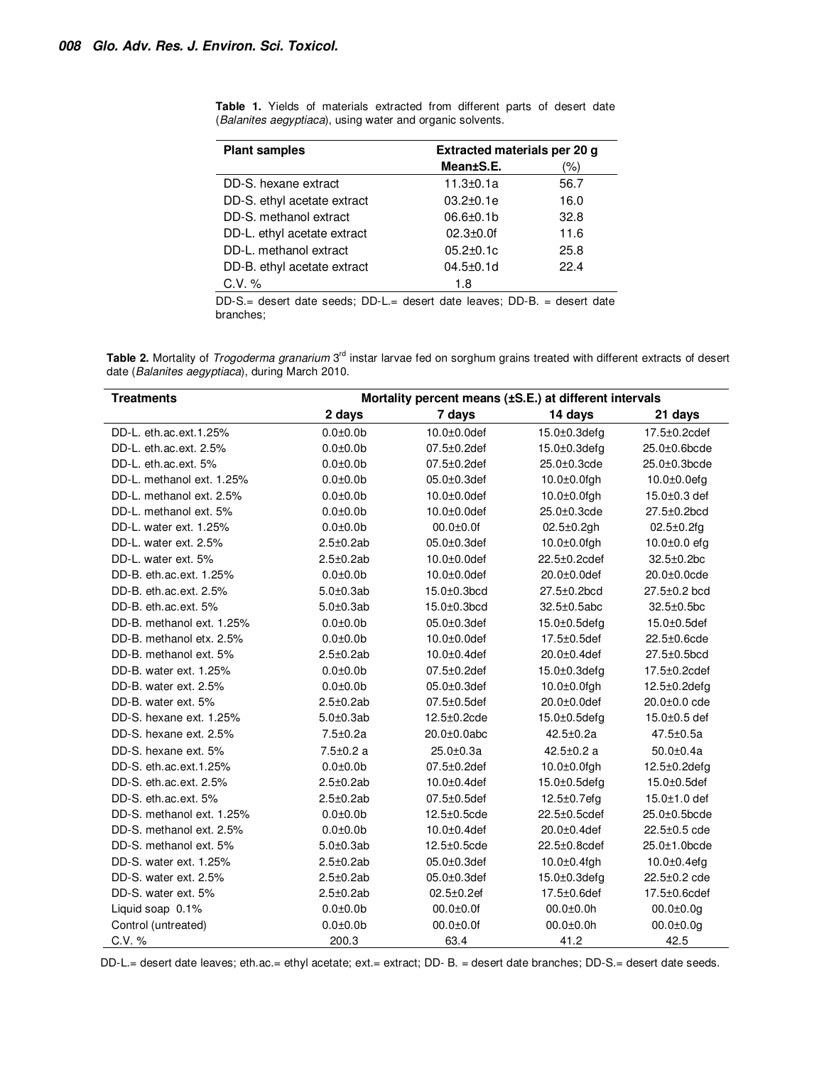**Table 1.** Yields of materials extracted from different parts of desert date (*Balanites aegyptiaca*), using water and organic solvents.

| Plant samples | Extracted materials per 20 g | |
|---|---|---|
| | Mean±S.E. | (%) |
| DD-S. hexane extract | 11.3±0.1a | 56.7 |
| DD-S. ethyl acetate extract | 03.2±0.1e | 16.0 |
| DD-S. methanol extract | 06.6±0.1b | 32.8 |
| DD-L. ethyl acetate extract | 02.3±0.0f | 11.6 |
| DD-L. methanol extract | 05.2±0.1c | 25.8 |
| DD-B. ethyl acetate extract | 04.5±0.1d | 22.4 |
| C.V. % | 1.8 | |

DD-S.= desert date seeds; DD-L.= desert date leaves; DD-B. = desert date branches;

**Table 2.** Mortality of *Trogoderma granarium* 3rd instar larvae fed on sorghum grains treated with different extracts of desert date (*Balanites aegyptiaca*), during March 2010.

| Treatments | Mortality percent means (±S.E.) at different intervals | | | |
|---|---|---|---|---|
| | 2 days | 7 days | 14 days | 21 days |
| DD-L. eth.ac.ext.1.25% | 0.0±0.0b | 10.0±0.0def | 15.0±0.3defg | 17.5±0.2cdef |
| DD-L. eth.ac.ext. 2.5% | 0.0±0.0b | 07.5±0.2def | 15.0±0.3defg | 25.0±0.6bcde |
| DD-L. eth.ac.ext. 5% | 0.0±0.0b | 07.5±0.2def | 25.0±0.3cde | 25.0±0.3bcde |
| DD-L. methanol ext. 1.25% | 0.0±0.0b | 05.0±0.3def | 10.0±0.0fgh | 10.0±0.0efg |
| DD-L. methanol ext. 2.5% | 0.0±0.0b | 10.0±0.0def | 10.0±0.0fgh | 15.0±0.3 def |
| DD-L. methanol ext. 5% | 0.0±0.0b | 10.0±0.0def | 25.0±0.3cde | 27.5±0.2bcd |
| DD-L. water ext. 1.25% | 0.0±0.0b | 00.0±0.0f | 02.5±0.2gh | 02.5±0.2fg |
| DD-L. water ext. 2.5% | 2.5±0.2ab | 05.0±0.3def | 10.0±0.0fgh | 10.0±0.0 efg |
| DD-L. water ext. 5% | 2.5±0.2ab | 10.0±0.0def | 22.5±0.2cdef | 32.5±0.2bc |
| DD-B. eth.ac.ext. 1.25% | 0.0±0.0b | 10.0±0.0def | 20.0±0.0def | 20.0±0.0cde |
| DD-B. eth.ac.ext. 2.5% | 5.0±0.3ab | 15.0±0.3bcd | 27.5±0.2bcd | 27.5±0.2 bcd |
| DD-B. eth.ac.ext. 5% | 5.0±0.3ab | 15.0±0.3bcd | 32.5±0.5abc | 32.5±0.5bc |
| DD-B. methanol ext. 1.25% | 0.0±0.0b | 05.0±0.3def | 15.0±0.5defg | 15.0±0.5def |
| DD-B. methanol etx. 2.5% | 0.0±0.0b | 10.0±0.0def | 17.5±0.5def | 22.5±0.6cde |
| DD-B. methanol ext. 5% | 2.5±0.2ab | 10.0±0.4def | 20.0±0.4def | 27.5±0.5bcd |
| DD-B. water ext. 1.25% | 0.0±0.0b | 07.5±0.2def | 15.0±0.3defg | 17.5±0.2cdef |
| DD-B. water ext. 2.5% | 0.0±0.0b | 05.0±0.3def | 10.0±0.0fgh | 12.5±0.2defg |
| DD-B. water ext. 5% | 2.5±0.2ab | 07.5±0.5def | 20.0±0.0def | 20.0±0.0 cde |
| DD-S. hexane ext. 1.25% | 5.0±0.3ab | 12.5±0.2cde | 15.0±0.5defg | 15.0±0.5 def |
| DD-S. hexane ext. 2.5% | 7.5±0.2a | 20.0±0.0abc | 42.5±0.2a | 47.5±0.5a |
| DD-S. hexane ext. 5% | 7.5±0.2 a | 25.0±0.3a | 42.5±0.2 a | 50.0±0.4a |
| DD-S. eth.ac.ext.1.25% | 0.0±0.0b | 07.5±0.2def | 10.0±0.0fgh | 12.5±0.2defg |
| DD-S. eth.ac.ext. 2.5% | 2.5±0.2ab | 10.0±0.4def | 15.0±0.5defg | 15.0±0.5def |
| DD-S. eth.ac.ext. 5% | 2.5±0.2ab | 07.5±0.5def | 12.5±0.7efg | 15.0±1.0 def |
| DD-S. methanol ext. 1.25% | 0.0±0.0b | 12.5±0.5cde | 22.5±0.5cdef | 25.0±0.5bcde |
| DD-S. methanol ext. 2.5% | 0.0±0.0b | 10.0±0.4def | 20.0±0.4def | 22.5±0.5 cde |
| DD-S. methanol ext. 5% | 5.0±0.3ab | 12.5±0.5cde | 22.5±0.8cdef | 25.0±1.0bcde |
| DD-S. water ext. 1.25% | 2.5±0.2ab | 05.0±0.3def | 10.0±0.4fgh | 10.0±0.4efg |
| DD-S. water ext. 2.5% | 2.5±0.2ab | 05.0±0.3def | 15.0±0.3defg | 22.5±0.2 cde |
| DD-S. water ext. 5% | 2.5±0.2ab | 02.5±0.2ef | 17.5±0.6def | 17.5±0.6cdef |
| Liquid soap 0.1% | 0.0±0.0b | 00.0±0.0f | 00.0±0.0h | 00.0±0.0g |
| Control (untreated) | 0.0±0.0b | 00.0±0.0f | 00.0±0.0h | 00.0±0.0g |
| C.V. % | 200.3 | 63.4 | 41.2 | 42.5 |

DD-L.= desert date leaves; eth.ac.= ethyl acetate; ext.= extract; DD- B. = desert date branches; DD-S.= desert date seeds.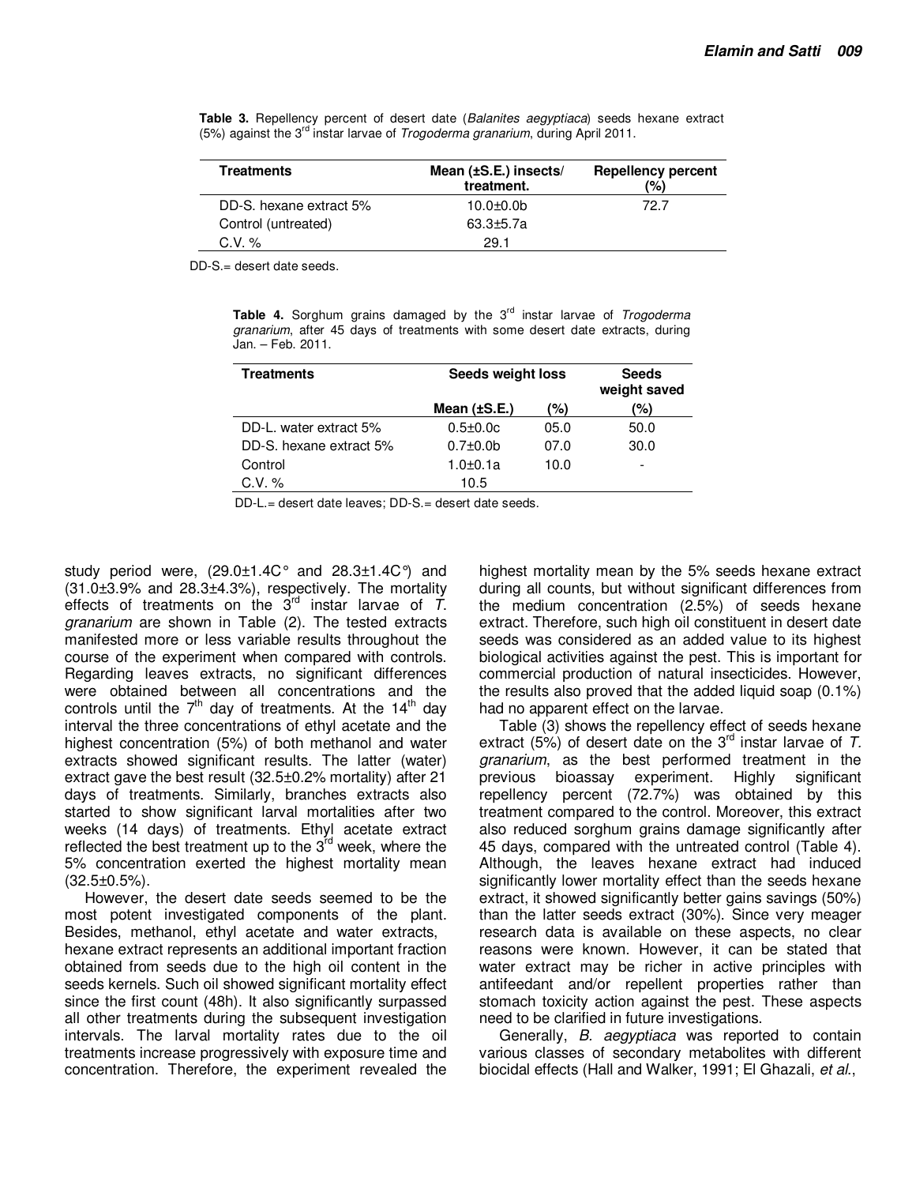**Table 3.** Repellency percent of desert date (*Balanites aegyptiaca*) seeds hexane extract (5%) against the 3rd instar larvae of *Trogoderma granarium*, during April 2011.

| Treatments | Mean (±S.E.) insects/ treatment. | Repellency percent (%) |
|---|---|---|
| DD-S. hexane extract 5% | 10.0±0.0b | 72.7 |
| Control (untreated) | 63.3±5.7a | |
| C.V. % | 29.1 | |

DD-S.= desert date seeds.

**Table 4.** Sorghum grains damaged by the 3rd instar larvae of *Trogoderma granarium*, after 45 days of treatments with some desert date extracts, during Jan. – Feb. 2011.

| Treatments | Seeds weight loss | | Seeds weight saved |
|---|---|---|---|
| | Mean (±S.E.) | (%) | (%) |
| DD-L. water extract 5% | 0.5±0.0c | 05.0 | 50.0 |
| DD-S. hexane extract 5% | 0.7±0.0b | 07.0 | 30.0 |
| Control | 1.0±0.1a | 10.0 | - |
| C.V. % | 10.5 | | |

DD-L.= desert date leaves; DD-S.= desert date seeds.

study period were, (29.0±1.4C° and 28.3±1.4C°) and (31.0±3.9% and 28.3±4.3%), respectively. The mortality effects of treatments on the 3rd instar larvae of *T. granarium* are shown in Table (2). The tested extracts manifested more or less variable results throughout the course of the experiment when compared with controls. Regarding leaves extracts, no significant differences were obtained between all concentrations and the controls until the 7th day of treatments. At the 14th day interval the three concentrations of ethyl acetate and the highest concentration (5%) of both methanol and water extracts showed significant results. The latter (water) extract gave the best result (32.5±0.2% mortality) after 21 days of treatments. Similarly, branches extracts also started to show significant larval mortalities after two weeks (14 days) of treatments. Ethyl acetate extract reflected the best treatment up to the 3rd week, where the 5% concentration exerted the highest mortality mean (32.5±0.5%).

However, the desert date seeds seemed to be the most potent investigated components of the plant. Besides, methanol, ethyl acetate and water extracts, hexane extract represents an additional important fraction obtained from seeds due to the high oil content in the seeds kernels. Such oil showed significant mortality effect since the first count (48h). It also significantly surpassed all other treatments during the subsequent investigation intervals. The larval mortality rates due to the oil treatments increase progressively with exposure time and concentration. Therefore, the experiment revealed the highest mortality mean by the 5% seeds hexane extract during all counts, but without significant differences from the medium concentration (2.5%) of seeds hexane extract. Therefore, such high oil constituent in desert date seeds was considered as an added value to its highest biological activities against the pest. This is important for commercial production of natural insecticides. However, the results also proved that the added liquid soap (0.1%) had no apparent effect on the larvae.

Table (3) shows the repellency effect of seeds hexane extract (5%) of desert date on the 3rd instar larvae of *T. granarium*, as the best performed treatment in the previous bioassay experiment. Highly significant repellency percent (72.7%) was obtained by this treatment compared to the control. Moreover, this extract also reduced sorghum grains damage significantly after 45 days, compared with the untreated control (Table 4). Although, the leaves hexane extract had induced significantly lower mortality effect than the seeds hexane extract, it showed significantly better gains savings (50%) than the latter seeds extract (30%). Since very meager research data is available on these aspects, no clear reasons were known. However, it can be stated that water extract may be richer in active principles with antifeedant and/or repellent properties rather than stomach toxicity action against the pest. These aspects need to be clarified in future investigations.

Generally, *B. aegyptiaca* was reported to contain various classes of secondary metabolites with different biocidal effects (Hall and Walker, 1991; El Ghazali, *et al*.,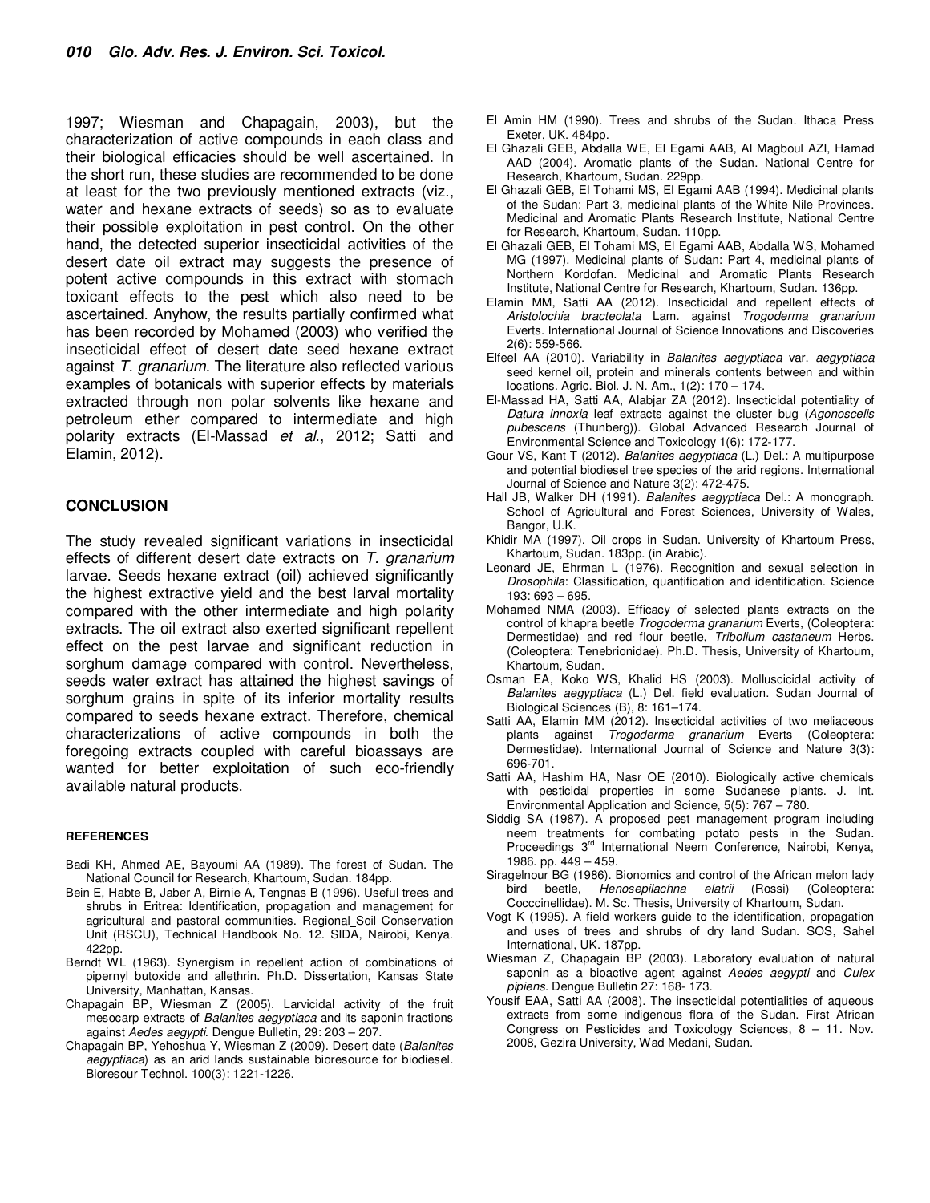1997; Wiesman and Chapagain, 2003), but the characterization of active compounds in each class and their biological efficacies should be well ascertained. In the short run, these studies are recommended to be done at least for the two previously mentioned extracts (viz., water and hexane extracts of seeds) so as to evaluate their possible exploitation in pest control. On the other hand, the detected superior insecticidal activities of the desert date oil extract may suggests the presence of potent active compounds in this extract with stomach toxicant effects to the pest which also need to be ascertained. Anyhow, the results partially confirmed what has been recorded by Mohamed (2003) who verified the insecticidal effect of desert date seed hexane extract against *T. granarium*. The literature also reflected various examples of botanicals with superior effects by materials extracted through non polar solvents like hexane and petroleum ether compared to intermediate and high polarity extracts (El-Massad *et al*., 2012; Satti and Elamin, 2012).

## CONCLUSION

The study revealed significant variations in insecticidal effects of different desert date extracts on *T. granarium* larvae. Seeds hexane extract (oil) achieved significantly the highest extractive yield and the best larval mortality compared with the other intermediate and high polarity extracts. The oil extract also exerted significant repellent effect on the pest larvae and significant reduction in sorghum damage compared with control. Nevertheless, seeds water extract has attained the highest savings of sorghum grains in spite of its inferior mortality results compared to seeds hexane extract. Therefore, chemical characterizations of active compounds in both the foregoing extracts coupled with careful bioassays are wanted for better exploitation of such eco-friendly available natural products.

### REFERENCES

Badi KH, Ahmed AE, Bayoumi AA (1989). The forest of Sudan. The National Council for Research, Khartoum, Sudan. 184pp.

Bein E, Habte B, Jaber A, Birnie A, Tengnas B (1996). Useful trees and shrubs in Eritrea: Identification, propagation and management for agricultural and pastoral communities. Regional_Soil Conservation Unit (RSCU), Technical Handbook No. 12. SIDA, Nairobi, Kenya. 422pp.

Berndt WL (1963). Synergism in repellent action of combinations of pipernyl butoxide and allethrin. Ph.D. Dissertation, Kansas State University, Manhattan, Kansas.

Chapagain BP, Wiesman Z (2005). Larvicidal activity of the fruit mesocarp extracts of *Balanites aegyptiaca* and its saponin fractions against *Aedes aegypti*. Dengue Bulletin, 29: 203 – 207.

Chapagain BP, Yehoshua Y, Wiesman Z (2009). Desert date (*Balanites aegyptiaca*) as an arid lands sustainable bioresource for biodiesel. Bioresour Technol. 100(3): 1221-1226.

El Amin HM (1990). Trees and shrubs of the Sudan. Ithaca Press Exeter, UK. 484pp.

El Ghazali GEB, Abdalla WE, El Egami AAB, Al Magboul AZI, Hamad AAD (2004). Aromatic plants of the Sudan. National Centre for Research, Khartoum, Sudan. 229pp.

El Ghazali GEB, El Tohami MS, El Egami AAB (1994). Medicinal plants of the Sudan: Part 3, medicinal plants of the White Nile Provinces. Medicinal and Aromatic Plants Research Institute, National Centre for Research, Khartoum, Sudan. 110pp.

El Ghazali GEB, El Tohami MS, El Egami AAB, Abdalla WS, Mohamed MG (1997). Medicinal plants of Sudan: Part 4, medicinal plants of Northern Kordofan. Medicinal and Aromatic Plants Research Institute, National Centre for Research, Khartoum, Sudan. 136pp.

Elamin MM, Satti AA (2012). Insecticidal and repellent effects of *Aristolochia bracteolata* Lam. against *Trogoderma granarium* Everts. International Journal of Science Innovations and Discoveries 2(6): 559-566.

Elfeel AA (2010). Variability in *Balanites aegyptiaca* var. *aegyptiaca* seed kernel oil, protein and minerals contents between and within locations. Agric. Biol. J. N. Am., 1(2): 170 – 174.

El-Massad HA, Satti AA, Alabjar ZA (2012). Insecticidal potentiality of *Datura innoxia* leaf extracts against the cluster bug (*Agonoscelis pubescens* (Thunberg)). Global Advanced Research Journal of Environmental Science and Toxicology 1(6): 172-177.

Gour VS, Kant T (2012). *Balanites aegyptiaca* (L.) Del.: A multipurpose and potential biodiesel tree species of the arid regions. International Journal of Science and Nature 3(2): 472-475.

Hall JB, Walker DH (1991). *Balanites aegyptiaca* Del.: A monograph. School of Agricultural and Forest Sciences, University of Wales, Bangor, U.K.

Khidir MA (1997). Oil crops in Sudan. University of Khartoum Press, Khartoum, Sudan. 183pp. (in Arabic).

Leonard JE, Ehrman L (1976). Recognition and sexual selection in *Drosophila*: Classification, quantification and identification. Science 193: 693 – 695.

Mohamed NMA (2003). Efficacy of selected plants extracts on the control of khapra beetle *Trogoderma granarium* Everts, (Coleoptera: Dermestidae) and red flour beetle, *Tribolium castaneum* Herbs. (Coleoptera: Tenebrionidae). Ph.D. Thesis, University of Khartoum, Khartoum, Sudan.

Osman EA, Koko WS, Khalid HS (2003). Molluscicidal activity of *Balanites aegyptiaca* (L.) Del. field evaluation. Sudan Journal of Biological Sciences (B), 8: 161–174.

Satti AA, Elamin MM (2012). Insecticidal activities of two meliaceous plants against *Trogoderma granarium* Everts (Coleoptera: Dermestidae). International Journal of Science and Nature 3(3): 696-701.

Satti AA, Hashim HA, Nasr OE (2010). Biologically active chemicals with pesticidal properties in some Sudanese plants. J. Int. Environmental Application and Science, 5(5): 767 – 780.

Siddig SA (1987). A proposed pest management program including neem treatments for combating potato pests in the Sudan. Proceedings 3rd International Neem Conference, Nairobi, Kenya, 1986. pp. 449 – 459.

Siragelnour BG (1986). Bionomics and control of the African melon lady bird beetle, *Henosepilachna elatrii* (Rossi) (Coleoptera: Cocccinellidae). M. Sc. Thesis, University of Khartoum, Sudan.

Vogt K (1995). A field workers guide to the identification, propagation and uses of trees and shrubs of dry land Sudan. SOS, Sahel International, UK. 187pp.

Wiesman Z, Chapagain BP (2003). Laboratory evaluation of natural saponin as a bioactive agent against *Aedes aegypti* and *Culex pipiens*. Dengue Bulletin 27: 168- 173.

Yousif EAA, Satti AA (2008). The insecticidal potentialities of aqueous extracts from some indigenous flora of the Sudan. First African Congress on Pesticides and Toxicology Sciences, 8 – 11. Nov. 2008, Gezira University, Wad Medani, Sudan.